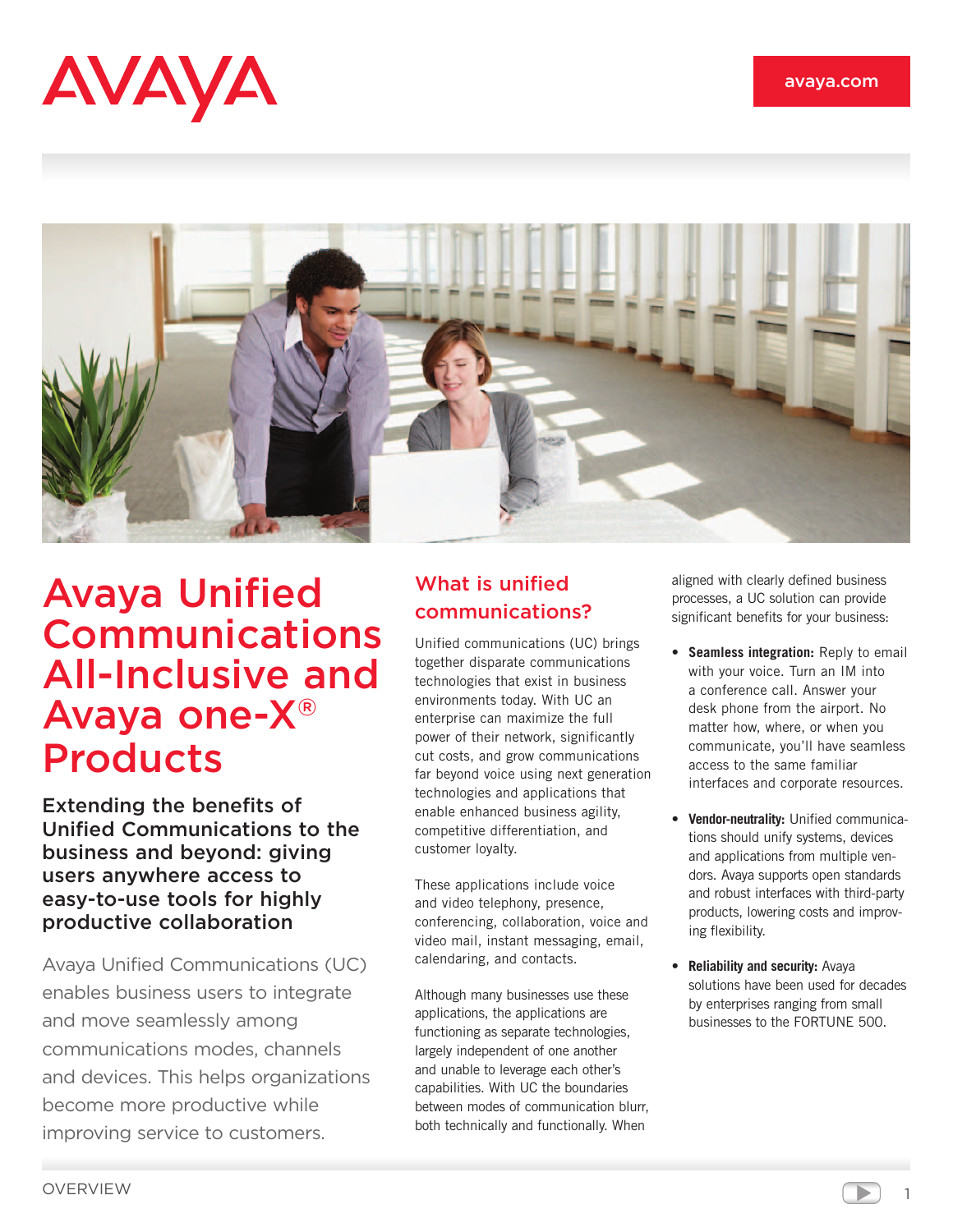# Avaya Unified Communications All-Inclusive and Avaya one-X® Products

## Extending the benefits of Unified Communications to the business and beyond: giving users anywhere access to easy-to-use tools for highly productive collaboration

Avaya Unified Communications (UC) enables business users to integrate and move seamlessly among communications modes, channels and devices. This helps organizations become more productive while improving service to customers.

## What is unified communications?

Unified communications (UC) brings together disparate communications technologies that exist in business environments today. With UC an enterprise can maximize the full power of their network, significantly cut costs, and grow communications far beyond voice using next generation technologies and applications that enable enhanced business agility, competitive differentiation, and customer loyalty.

These applications include voice and video telephony, presence, conferencing, collaboration, voice and video mail, instant messaging, email, calendaring, and contacts.

Although many businesses use these applications, the applications are functioning as separate technologies, largely independent of one another and unable to leverage each other's capabilities. With UC the boundaries between modes of communication blurr, both technically and functionally. When aligned with clearly defined business processes, a UC solution can provide significant benefits for your business:

- **Seamless integration:** Reply to email with your voice. Turn an IM into a conference call. Answer your desk phone from the airport. No matter how, where, or when you communicate, you'll have seamless access to the same familiar interfaces and corporate resources.
- **Vendor-neutrality:** Unified communications should unify systems, devices and applications from multiple vendors. Avaya supports open standards and robust interfaces with third-party products, lowering costs and improving flexibility.
- **Reliability and security:** Avaya solutions have been used for decades by enterprises ranging from small businesses to the FORTUNE 500.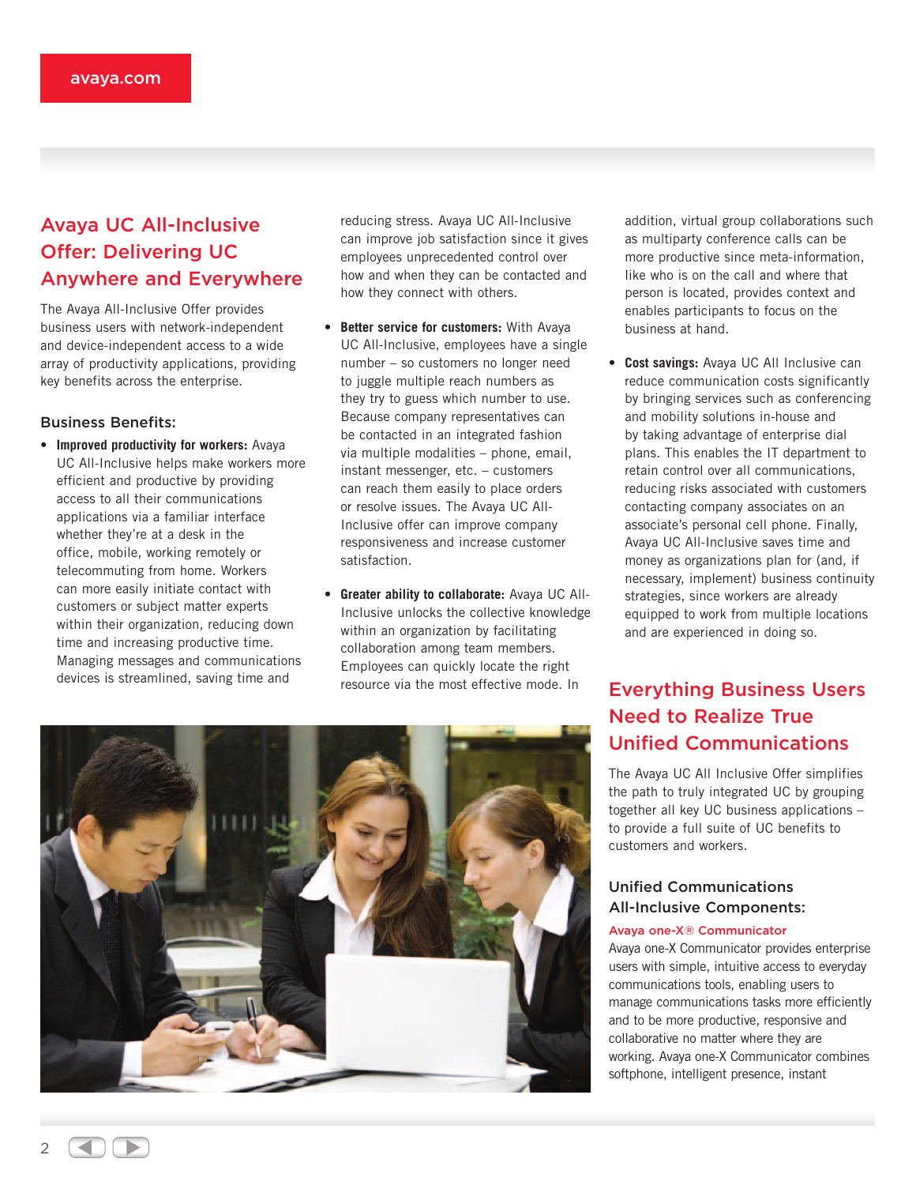## Avaya UC All-Inclusive Offer: Delivering UC Anywhere and Everywhere

The Avaya All-Inclusive Offer provides business users with network-independent and device-independent access to a wide array of productivity applications, providing key benefits across the enterprise.

### Business Benefits:

- **Improved productivity for workers:** Avaya UC All-Inclusive helps make workers more efficient and productive by providing access to all their communications applications via a familiar interface whether they're at a desk in the office, mobile, working remotely or telecommuting from home. Workers can more easily initiate contact with customers or subject matter experts within their organization, reducing down time and increasing productive time. Managing messages and communications devices is streamlined, saving time and reducing stress. Avaya UC All-Inclusive can improve job satisfaction since it gives employees unprecedented control over how and when they can be contacted and how they connect with others.

- **Better service for customers:** With Avaya UC All-Inclusive, employees have a single number – so customers no longer need to juggle multiple reach numbers as they try to guess which number to use. Because company representatives can be contacted in an integrated fashion via multiple modalities – phone, email, instant messenger, etc. – customers can reach them easily to place orders or resolve issues. The Avaya UC All-Inclusive offer can improve company responsiveness and increase customer satisfaction.

- **Greater ability to collaborate:** Avaya UC All-Inclusive unlocks the collective knowledge within an organization by facilitating collaboration among team members. Employees can quickly locate the right resource via the most effective mode. In addition, virtual group collaborations such as multiparty conference calls can be more productive since meta-information, like who is on the call and where that person is located, provides context and enables participants to focus on the business at hand.

- **Cost savings:** Avaya UC All Inclusive can reduce communication costs significantly by bringing services such as conferencing and mobility solutions in-house and by taking advantage of enterprise dial plans. This enables the IT department to retain control over all communications, reducing risks associated with customers contacting company associates on an associate's personal cell phone. Finally, Avaya UC All-Inclusive saves time and money as organizations plan for (and, if necessary, implement) business continuity strategies, since workers are already equipped to work from multiple locations and are experienced in doing so.

## Everything Business Users Need to Realize True Unified Communications

The Avaya UC All Inclusive Offer simplifies the path to truly integrated UC by grouping together all key UC business applications – to provide a full suite of UC benefits to customers and workers.

### Unified Communications All-Inclusive Components:

#### Avaya one-X® Communicator

Avaya one-X Communicator provides enterprise users with simple, intuitive access to everyday communications tools, enabling users to manage communications tasks more efficiently and to be more productive, responsive and collaborative no matter where they are working. Avaya one-X Communicator combines softphone, intelligent presence, instant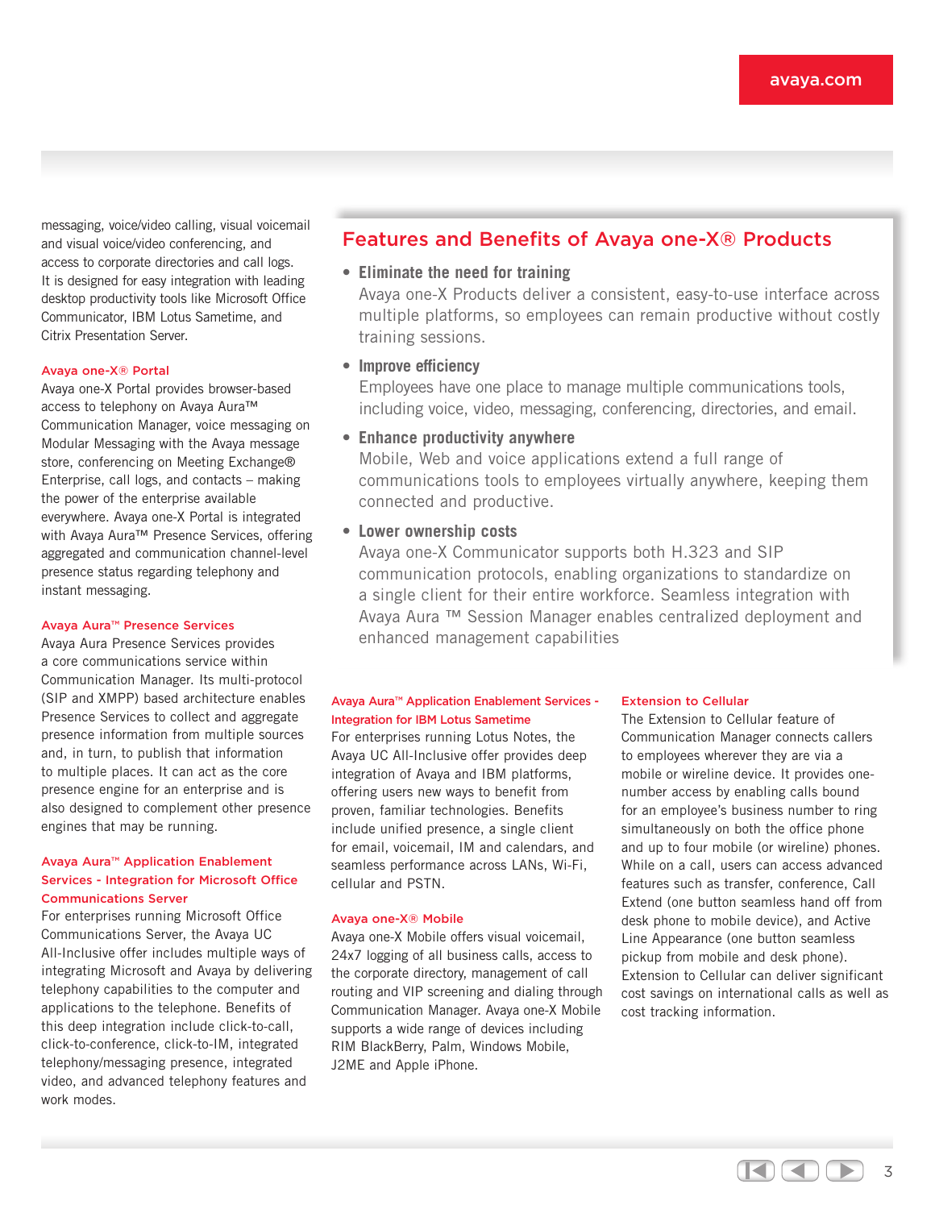messaging, voice/video calling, visual voicemail and visual voice/video conferencing, and access to corporate directories and call logs. It is designed for easy integration with leading desktop productivity tools like Microsoft Office Communicator, IBM Lotus Sametime, and Citrix Presentation Server.

### Avaya one-X® Portal

Avaya one-X Portal provides browser-based access to telephony on Avaya Aura™ Communication Manager, voice messaging on Modular Messaging with the Avaya message store, conferencing on Meeting Exchange® Enterprise, call logs, and contacts – making the power of the enterprise available everywhere. Avaya one-X Portal is integrated with Avaya Aura™ Presence Services, offering aggregated and communication channel-level presence status regarding telephony and instant messaging.

### Avaya Aura™ Presence Services

Avaya Aura Presence Services provides a core communications service within Communication Manager. Its multi-protocol (SIP and XMPP) based architecture enables Presence Services to collect and aggregate presence information from multiple sources and, in turn, to publish that information to multiple places. It can act as the core presence engine for an enterprise and is also designed to complement other presence engines that may be running.

### Avaya Aura™ Application Enablement Services - Integration for Microsoft Office Communications Server

For enterprises running Microsoft Office Communications Server, the Avaya UC All-Inclusive offer includes multiple ways of integrating Microsoft and Avaya by delivering telephony capabilities to the computer and applications to the telephone. Benefits of this deep integration include click-to-call, click-to-conference, click-to-IM, integrated telephony/messaging presence, integrated video, and advanced telephony features and work modes.

## Features and Benefits of Avaya one-X® Products

- **Eliminate the need for training**
  Avaya one-X Products deliver a consistent, easy-to-use interface across multiple platforms, so employees can remain productive without costly training sessions.
- **Improve efficiency**
  Employees have one place to manage multiple communications tools, including voice, video, messaging, conferencing, directories, and email.
- **Enhance productivity anywhere**
  Mobile, Web and voice applications extend a full range of communications tools to employees virtually anywhere, keeping them connected and productive.
- **Lower ownership costs**
  Avaya one-X Communicator supports both H.323 and SIP communication protocols, enabling organizations to standardize on a single client for their entire workforce. Seamless integration with Avaya Aura ™ Session Manager enables centralized deployment and enhanced management capabilities

### Avaya Aura™ Application Enablement Services - Integration for IBM Lotus Sametime

For enterprises running Lotus Notes, the Avaya UC All-Inclusive offer provides deep integration of Avaya and IBM platforms, offering users new ways to benefit from proven, familiar technologies. Benefits include unified presence, a single client for email, voicemail, IM and calendars, and seamless performance across LANs, Wi-Fi, cellular and PSTN.

### Avaya one-X® Mobile

Avaya one-X Mobile offers visual voicemail, 24x7 logging of all business calls, access to the corporate directory, management of call routing and VIP screening and dialing through Communication Manager. Avaya one-X Mobile supports a wide range of devices including RIM BlackBerry, Palm, Windows Mobile, J2ME and Apple iPhone.

### Extension to Cellular

The Extension to Cellular feature of Communication Manager connects callers to employees wherever they are via a mobile or wireline device. It provides one-number access by enabling calls bound for an employee's business number to ring simultaneously on both the office phone and up to four mobile (or wireline) phones. While on a call, users can access advanced features such as transfer, conference, Call Extend (one button seamless hand off from desk phone to mobile device), and Active Line Appearance (one button seamless pickup from mobile and desk phone). Extension to Cellular can deliver significant cost savings on international calls as well as cost tracking information.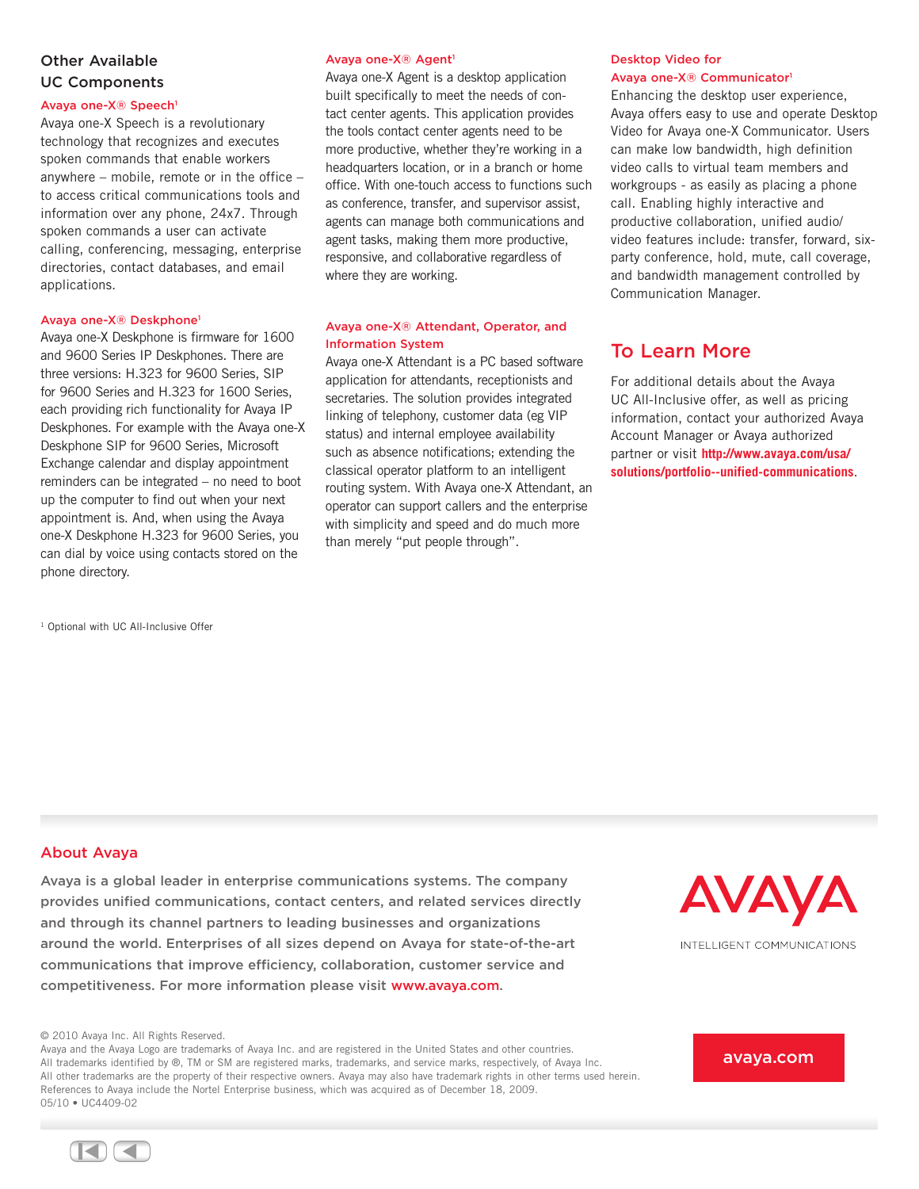## Other Available UC Components

### Avaya one-X® Speech[1]

Avaya one-X Speech is a revolutionary technology that recognizes and executes spoken commands that enable workers anywhere – mobile, remote or in the office – to access critical communications tools and information over any phone, 24x7. Through spoken commands a user can activate calling, conferencing, messaging, enterprise directories, contact databases, and email applications.

### Avaya one-X® Deskphone[1]

Avaya one-X Deskphone is firmware for 1600 and 9600 Series IP Deskphones. There are three versions: H.323 for 9600 Series, SIP for 9600 Series and H.323 for 1600 Series, each providing rich functionality for Avaya IP Deskphones. For example with the Avaya one-X Deskphone SIP for 9600 Series, Microsoft Exchange calendar and display appointment reminders can be integrated – no need to boot up the computer to find out when your next appointment is. And, when using the Avaya one-X Deskphone H.323 for 9600 Series, you can dial by voice using contacts stored on the phone directory.

[1] Optional with UC All-Inclusive Offer

### Avaya one-X® Agent[1]

Avaya one-X Agent is a desktop application built specifically to meet the needs of contact center agents. This application provides the tools contact center agents need to be more productive, whether they're working in a headquarters location, or in a branch or home office. With one-touch access to functions such as conference, transfer, and supervisor assist, agents can manage both communications and agent tasks, making them more productive, responsive, and collaborative regardless of where they are working.

### Avaya one-X® Attendant, Operator, and Information System

Avaya one-X Attendant is a PC based software application for attendants, receptionists and secretaries. The solution provides integrated linking of telephony, customer data (eg VIP status) and internal employee availability such as absence notifications; extending the classical operator platform to an intelligent routing system. With Avaya one-X Attendant, an operator can support callers and the enterprise with simplicity and speed and do much more than merely "put people through".

### Desktop Video for Avaya one-X® Communicator[1]

Enhancing the desktop user experience, Avaya offers easy to use and operate Desktop Video for Avaya one-X Communicator. Users can make low bandwidth, high definition video calls to virtual team members and workgroups - as easily as placing a phone call. Enabling highly interactive and productive collaboration, unified audio/video features include: transfer, forward, six-party conference, hold, mute, call coverage, and bandwidth management controlled by Communication Manager.

## To Learn More

For additional details about the Avaya UC All-Inclusive offer, as well as pricing information, contact your authorized Avaya Account Manager or Avaya authorized partner or visit **http://www.avaya.com/usa/solutions/portfolio--unified-communications**.

## About Avaya

Avaya is a global leader in enterprise communications systems. The company provides unified communications, contact centers, and related services directly and through its channel partners to leading businesses and organizations around the world. Enterprises of all sizes depend on Avaya for state-of-the-art communications that improve efficiency, collaboration, customer service and competitiveness. For more information please visit www.avaya.com.

AVAYA
INTELLIGENT COMMUNICATIONS

© 2010 Avaya Inc. All Rights Reserved.
Avaya and the Avaya Logo are trademarks of Avaya Inc. and are registered in the United States and other countries.
All trademarks identified by ®, TM or SM are registered marks, trademarks, and service marks, respectively, of Avaya Inc.
All other trademarks are the property of their respective owners. Avaya may also have trademark rights in other terms used herein.
References to Avaya include the Nortel Enterprise business, which was acquired as of December 18, 2009.
05/10 • UC4409-02

avaya.com